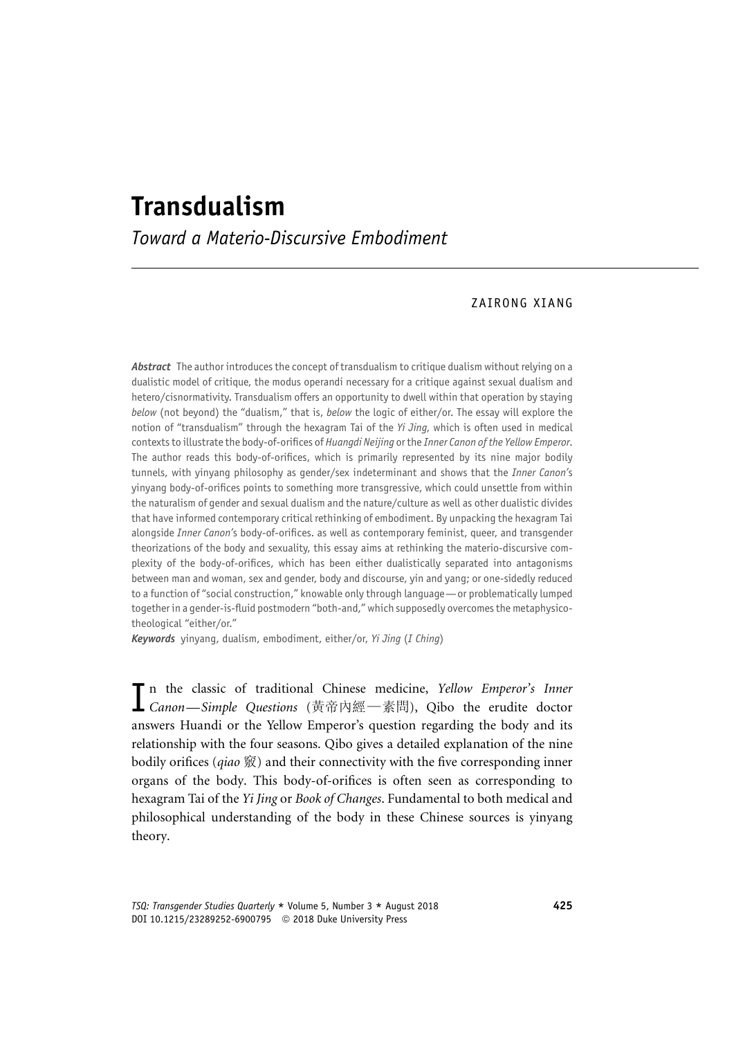# Transdualism

*Toward a Materio-Discursive Embodiment*

ZAIRONG XIANG

***Abstract*** The author introduces the concept of transdualism to critique dualism without relying on a dualistic model of critique, the modus operandi necessary for a critique against sexual dualism and hetero/cisnormativity. Transdualism offers an opportunity to dwell within that operation by staying *below* (not beyond) the "dualism," that is, *below* the logic of either/or. The essay will explore the notion of "transdualism" through the hexagram Tai of the *Yi Jing*, which is often used in medical contexts to illustrate the body-of-orifices of *Huangdi Neijing* or the *Inner Canon of the Yellow Emperor*. The author reads this body-of-orifices, which is primarily represented by its nine major bodily tunnels, with yinyang philosophy as gender/sex indeterminant and shows that the *Inner Canon*'s yinyang body-of-orifices points to something more transgressive, which could unsettle from within the naturalism of gender and sexual dualism and the nature/culture as well as other dualistic divides that have informed contemporary critical rethinking of embodiment. By unpacking the hexagram Tai alongside *Inner Canon*'s body-of-orifices. as well as contemporary feminist, queer, and transgender theorizations of the body and sexuality, this essay aims at rethinking the materio-discursive complexity of the body-of-orifices, which has been either dualistically separated into antagonisms between man and woman, sex and gender, body and discourse, yin and yang; or one-sidedly reduced to a function of "social construction," knowable only through language—or problematically lumped together in a gender-is-fluid postmodern "both-and," which supposedly overcomes the metaphysico-theological "either/or."

***Keywords*** yinyang, dualism, embodiment, either/or, *Yi Jing* (*I Ching*)

In the classic of traditional Chinese medicine, *Yellow Emperor's Inner Canon—Simple Questions* (黃帝內經—素問), Qibo the erudite doctor answers Huandi or the Yellow Emperor's question regarding the body and its relationship with the four seasons. Qibo gives a detailed explanation of the nine bodily orifices (*qiao* 竅) and their connectivity with the five corresponding inner organs of the body. This body-of-orifices is often seen as corresponding to hexagram Tai of the *Yi Jing* or *Book of Changes*. Fundamental to both medical and philosophical understanding of the body in these Chinese sources is yinyang theory.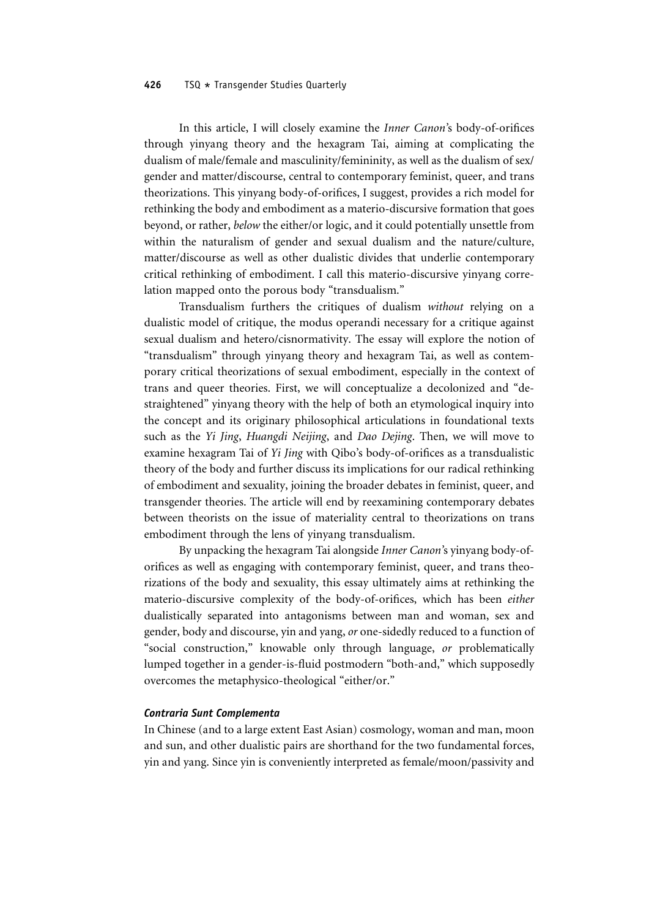In this article, I will closely examine the *Inner Canon*'s body-of-orifices through yinyang theory and the hexagram Tai, aiming at complicating the dualism of male/female and masculinity/femininity, as well as the dualism of sex/gender and matter/discourse, central to contemporary feminist, queer, and trans theorizations. This yinyang body-of-orifices, I suggest, provides a rich model for rethinking the body and embodiment as a materio-discursive formation that goes beyond, or rather, *below* the either/or logic, and it could potentially unsettle from within the naturalism of gender and sexual dualism and the nature/culture, matter/discourse as well as other dualistic divides that underlie contemporary critical rethinking of embodiment. I call this materio-discursive yinyang correlation mapped onto the porous body "transdualism."

Transdualism furthers the critiques of dualism *without* relying on a dualistic model of critique, the modus operandi necessary for a critique against sexual dualism and hetero/cisnormativity. The essay will explore the notion of "transdualism" through yinyang theory and hexagram Tai, as well as contemporary critical theorizations of sexual embodiment, especially in the context of trans and queer theories. First, we will conceptualize a decolonized and "de-straightened" yinyang theory with the help of both an etymological inquiry into the concept and its originary philosophical articulations in foundational texts such as the *Yi Jing*, *Huangdi Neijing*, and *Dao Dejing*. Then, we will move to examine hexagram Tai of *Yi Jing* with Qibo's body-of-orifices as a transdualistic theory of the body and further discuss its implications for our radical rethinking of embodiment and sexuality, joining the broader debates in feminist, queer, and transgender theories. The article will end by reexamining contemporary debates between theorists on the issue of materiality central to theorizations on trans embodiment through the lens of yinyang transdualism.

By unpacking the hexagram Tai alongside *Inner Canon*'s yinyang body-of-orifices as well as engaging with contemporary feminist, queer, and trans theorizations of the body and sexuality, this essay ultimately aims at rethinking the materio-discursive complexity of the body-of-orifices, which has been *either* dualistically separated into antagonisms between man and woman, sex and gender, body and discourse, yin and yang, *or* one-sidedly reduced to a function of "social construction," knowable only through language, *or* problematically lumped together in a gender-is-fluid postmodern "both-and," which supposedly overcomes the metaphysico-theological "either/or."

### *Contraria Sunt Complementa*

In Chinese (and to a large extent East Asian) cosmology, woman and man, moon and sun, and other dualistic pairs are shorthand for the two fundamental forces, yin and yang. Since yin is conveniently interpreted as female/moon/passivity and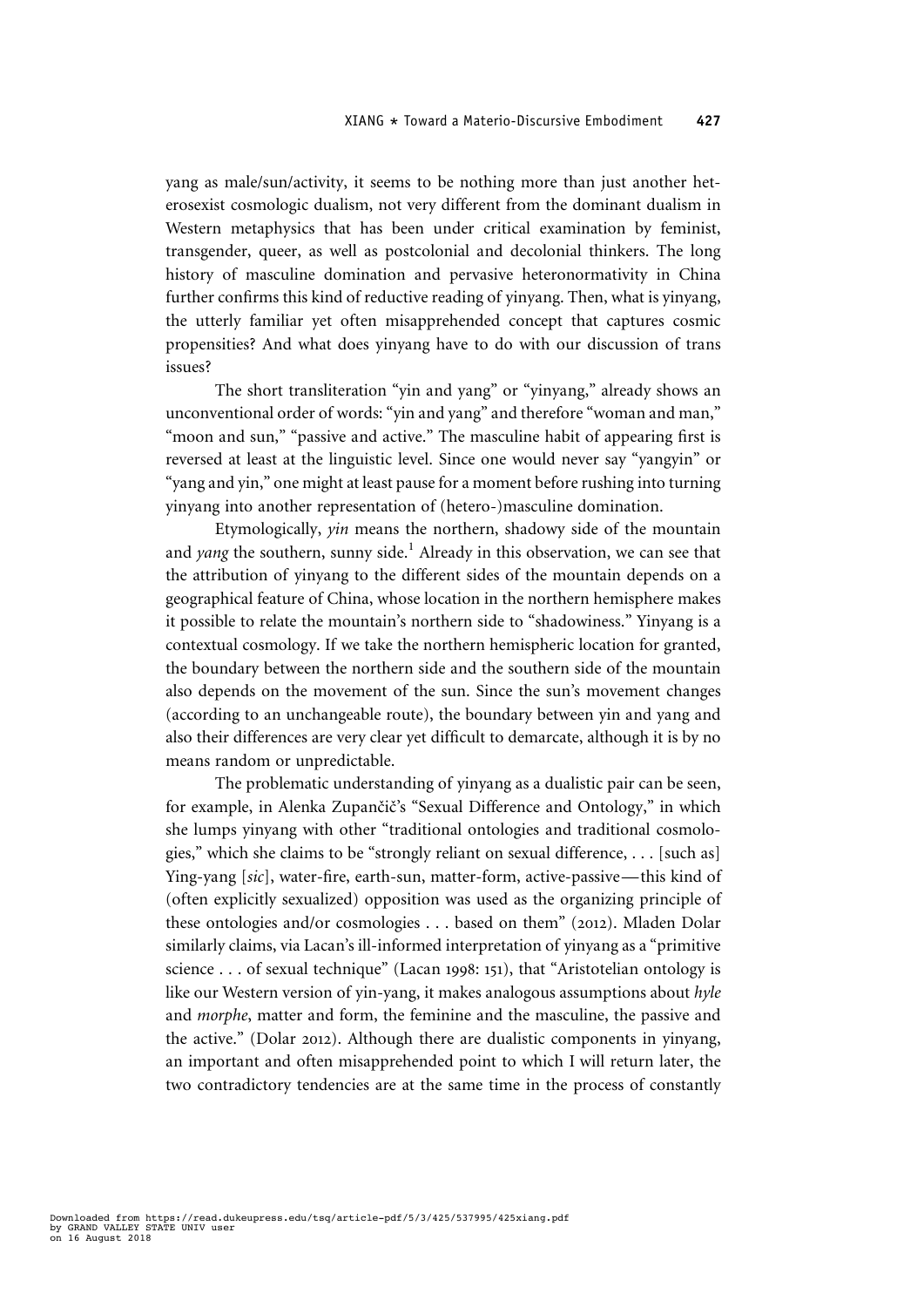yang as male/sun/activity, it seems to be nothing more than just another heterosexist cosmologic dualism, not very different from the dominant dualism in Western metaphysics that has been under critical examination by feminist, transgender, queer, as well as postcolonial and decolonial thinkers. The long history of masculine domination and pervasive heteronormativity in China further confirms this kind of reductive reading of yinyang. Then, what is yinyang, the utterly familiar yet often misapprehended concept that captures cosmic propensities? And what does yinyang have to do with our discussion of trans issues?

The short transliteration "yin and yang" or "yinyang," already shows an unconventional order of words: "yin and yang" and therefore "woman and man," "moon and sun," "passive and active." The masculine habit of appearing first is reversed at least at the linguistic level. Since one would never say "yangyin" or "yang and yin," one might at least pause for a moment before rushing into turning yinyang into another representation of (hetero-)masculine domination.

Etymologically, *yin* means the northern, shadowy side of the mountain and *yang* the southern, sunny side.[1] Already in this observation, we can see that the attribution of yinyang to the different sides of the mountain depends on a geographical feature of China, whose location in the northern hemisphere makes it possible to relate the mountain's northern side to "shadowiness." Yinyang is a contextual cosmology. If we take the northern hemispheric location for granted, the boundary between the northern side and the southern side of the mountain also depends on the movement of the sun. Since the sun's movement changes (according to an unchangeable route), the boundary between yin and yang and also their differences are very clear yet difficult to demarcate, although it is by no means random or unpredictable.

The problematic understanding of yinyang as a dualistic pair can be seen, for example, in Alenka Zupančič's "Sexual Difference and Ontology," in which she lumps yinyang with other "traditional ontologies and traditional cosmologies," which she claims to be "strongly reliant on sexual difference, . . . [such as] Ying-yang [*sic*], water-fire, earth-sun, matter-form, active-passive—this kind of (often explicitly sexualized) opposition was used as the organizing principle of these ontologies and/or cosmologies . . . based on them" (2012). Mladen Dolar similarly claims, via Lacan's ill-informed interpretation of yinyang as a "primitive science . . . of sexual technique" (Lacan 1998: 151), that "Aristotelian ontology is like our Western version of yin-yang, it makes analogous assumptions about *hyle* and *morphe*, matter and form, the feminine and the masculine, the passive and the active." (Dolar 2012). Although there are dualistic components in yinyang, an important and often misapprehended point to which I will return later, the two contradictory tendencies are at the same time in the process of constantly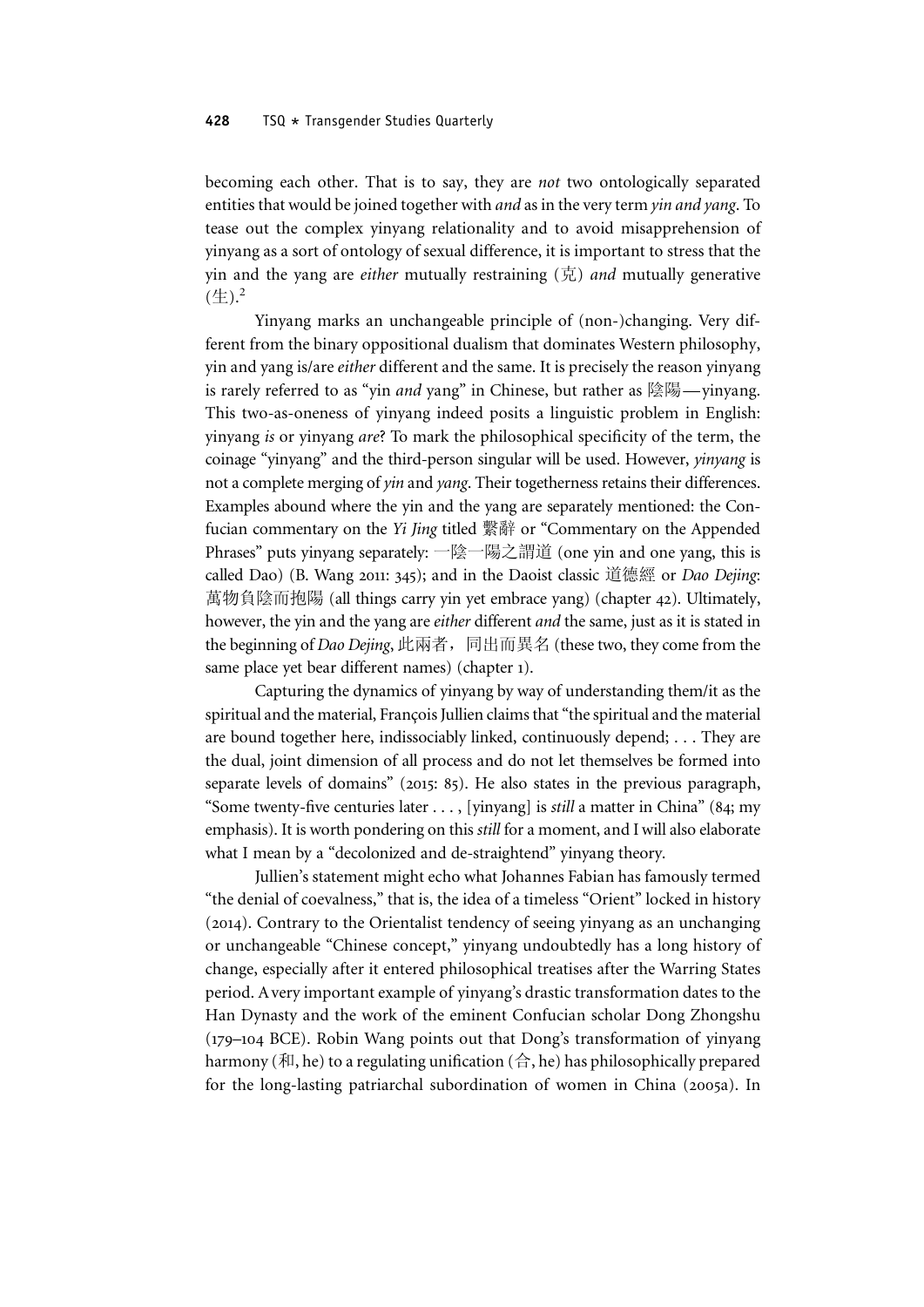becoming each other. That is to say, they are *not* two ontologically separated entities that would be joined together with *and* as in the very term *yin and yang*. To tease out the complex yinyang relationality and to avoid misapprehension of yinyang as a sort of ontology of sexual difference, it is important to stress that the yin and the yang are *either* mutually restraining (克) *and* mutually generative (生).[2]

Yinyang marks an unchangeable principle of (non-)changing. Very different from the binary oppositional dualism that dominates Western philosophy, yin and yang is/are *either* different and the same. It is precisely the reason yinyang is rarely referred to as "yin *and* yang" in Chinese, but rather as 陰陽—yinyang. This two-as-oneness of yinyang indeed posits a linguistic problem in English: yinyang *is* or yinyang *are*? To mark the philosophical specificity of the term, the coinage "yinyang" and the third-person singular will be used. However, *yinyang* is not a complete merging of *yin* and *yang*. Their togetherness retains their differences. Examples abound where the yin and the yang are separately mentioned: the Confucian commentary on the *Yi Jing* titled 繫辭 or "Commentary on the Appended Phrases" puts yinyang separately: 一陰一陽之謂道 (one yin and one yang, this is called Dao) (B. Wang 2011: 345); and in the Daoist classic 道德經 or *Dao Dejing*: 萬物負陰而抱陽 (all things carry yin yet embrace yang) (chapter 42). Ultimately, however, the yin and the yang are *either* different *and* the same, just as it is stated in the beginning of *Dao Dejing*, 此兩者，同出而異名 (these two, they come from the same place yet bear different names) (chapter 1).

Capturing the dynamics of yinyang by way of understanding them/it as the spiritual and the material, François Jullien claims that "the spiritual and the material are bound together here, indissociably linked, continuously depend; . . . They are the dual, joint dimension of all process and do not let themselves be formed into separate levels of domains" (2015: 85). He also states in the previous paragraph, "Some twenty-five centuries later . . . , [yinyang] is *still* a matter in China" (84; my emphasis). It is worth pondering on this *still* for a moment, and I will also elaborate what I mean by a "decolonized and de-straightend" yinyang theory.

Jullien's statement might echo what Johannes Fabian has famously termed "the denial of coevalness," that is, the idea of a timeless "Orient" locked in history (2014). Contrary to the Orientalist tendency of seeing yinyang as an unchanging or unchangeable "Chinese concept," yinyang undoubtedly has a long history of change, especially after it entered philosophical treatises after the Warring States period. A very important example of yinyang's drastic transformation dates to the Han Dynasty and the work of the eminent Confucian scholar Dong Zhongshu (179–104 BCE). Robin Wang points out that Dong's transformation of yinyang harmony (和, he) to a regulating unification (合, he) has philosophically prepared for the long-lasting patriarchal subordination of women in China (2005a). In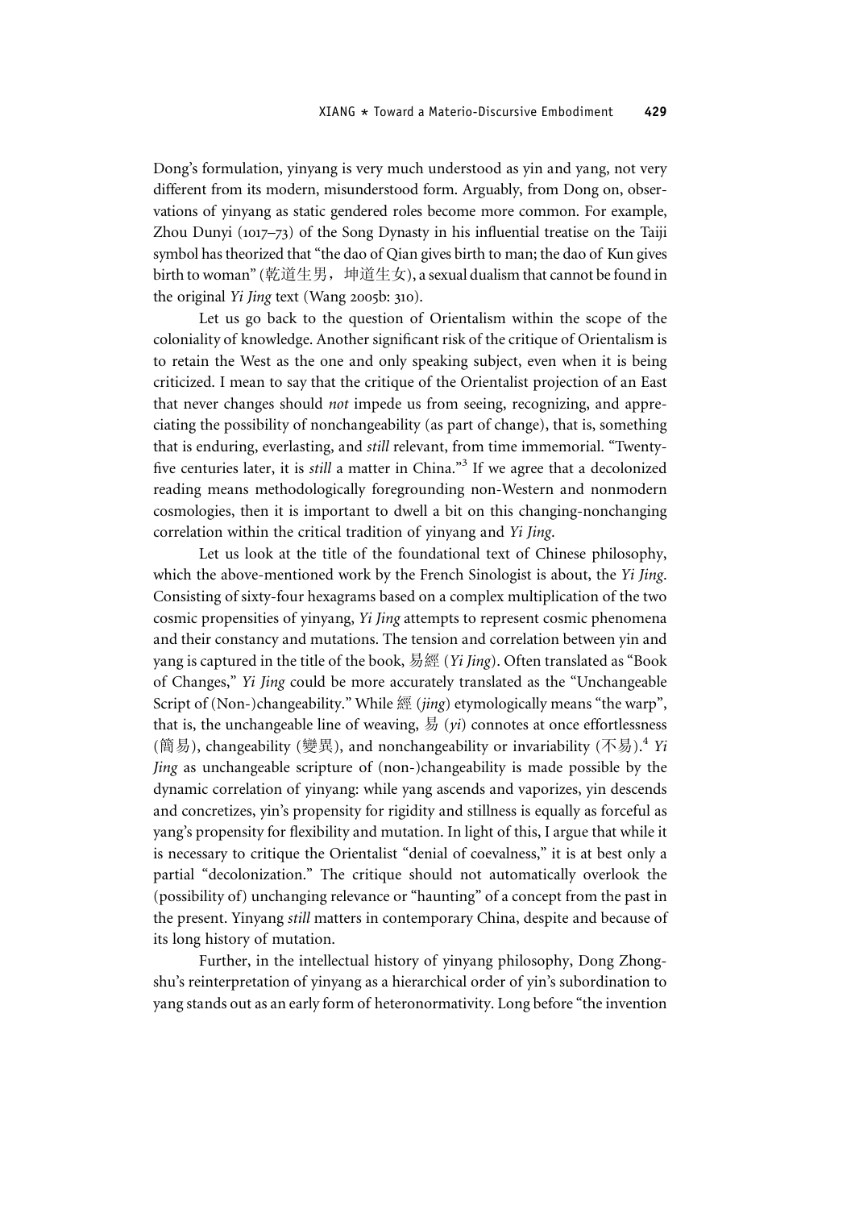Dong's formulation, yinyang is very much understood as yin and yang, not very different from its modern, misunderstood form. Arguably, from Dong on, observations of yinyang as static gendered roles become more common. For example, Zhou Dunyi (1017–73) of the Song Dynasty in his influential treatise on the Taiji symbol has theorized that "the dao of Qian gives birth to man; the dao of Kun gives birth to woman" (乾道生男，坤道生女), a sexual dualism that cannot be found in the original *Yi Jing* text (Wang 2005b: 310).

Let us go back to the question of Orientalism within the scope of the coloniality of knowledge. Another significant risk of the critique of Orientalism is to retain the West as the one and only speaking subject, even when it is being criticized. I mean to say that the critique of the Orientalist projection of an East that never changes should *not* impede us from seeing, recognizing, and appreciating the possibility of nonchangeability (as part of change), that is, something that is enduring, everlasting, and *still* relevant, from time immemorial. "Twenty-five centuries later, it is *still* a matter in China."[3] If we agree that a decolonized reading means methodologically foregrounding non-Western and nonmodern cosmologies, then it is important to dwell a bit on this changing-nonchanging correlation within the critical tradition of yinyang and *Yi Jing*.

Let us look at the title of the foundational text of Chinese philosophy, which the above-mentioned work by the French Sinologist is about, the *Yi Jing*. Consisting of sixty-four hexagrams based on a complex multiplication of the two cosmic propensities of yinyang, *Yi Jing* attempts to represent cosmic phenomena and their constancy and mutations. The tension and correlation between yin and yang is captured in the title of the book, 易經 (*Yi Jing*). Often translated as "Book of Changes," *Yi Jing* could be more accurately translated as the "Unchangeable Script of (Non-)changeability." While 經 (*jing*) etymologically means "the warp", that is, the unchangeable line of weaving, 易 (*yi*) connotes at once effortlessness (簡易), changeability (變異), and nonchangeability or invariability (不易).[4] *Yi Jing* as unchangeable scripture of (non-)changeability is made possible by the dynamic correlation of yinyang: while yang ascends and vaporizes, yin descends and concretizes, yin's propensity for rigidity and stillness is equally as forceful as yang's propensity for flexibility and mutation. In light of this, I argue that while it is necessary to critique the Orientalist "denial of coevalness," it is at best only a partial "decolonization." The critique should not automatically overlook the (possibility of) unchanging relevance or "haunting" of a concept from the past in the present. Yinyang *still* matters in contemporary China, despite and because of its long history of mutation.

Further, in the intellectual history of yinyang philosophy, Dong Zhongshu's reinterpretation of yinyang as a hierarchical order of yin's subordination to yang stands out as an early form of heteronormativity. Long before "the invention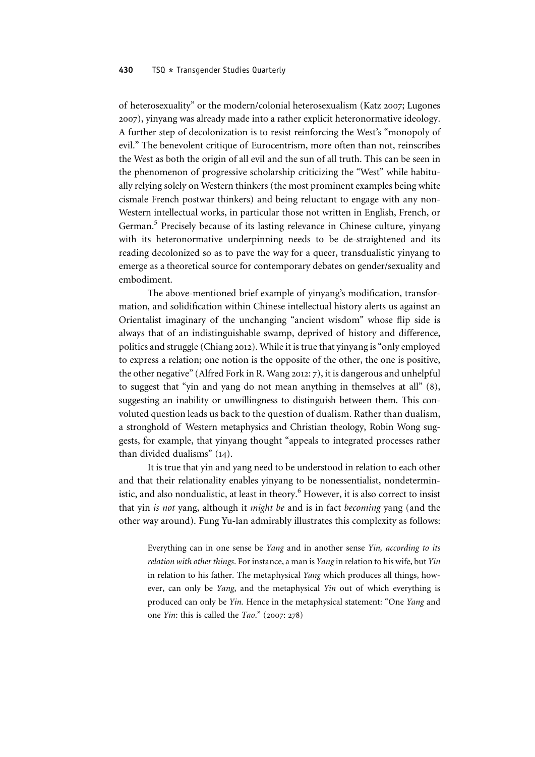of heterosexuality" or the modern/colonial heterosexualism (Katz 2007; Lugones 2007), yinyang was already made into a rather explicit heteronormative ideology. A further step of decolonization is to resist reinforcing the West's "monopoly of evil." The benevolent critique of Eurocentrism, more often than not, reinscribes the West as both the origin of all evil and the sun of all truth. This can be seen in the phenomenon of progressive scholarship criticizing the "West" while habitually relying solely on Western thinkers (the most prominent examples being white cismale French postwar thinkers) and being reluctant to engage with any non-Western intellectual works, in particular those not written in English, French, or German.[5] Precisely because of its lasting relevance in Chinese culture, yinyang with its heteronormative underpinning needs to be de-straightened and its reading decolonized so as to pave the way for a queer, transdualistic yinyang to emerge as a theoretical source for contemporary debates on gender/sexuality and embodiment.

The above-mentioned brief example of yinyang's modification, transformation, and solidification within Chinese intellectual history alerts us against an Orientalist imaginary of the unchanging "ancient wisdom" whose flip side is always that of an indistinguishable swamp, deprived of history and difference, politics and struggle (Chiang 2012). While it is true that yinyang is "only employed to express a relation; one notion is the opposite of the other, the one is positive, the other negative" (Alfred Fork in R. Wang 2012: 7), it is dangerous and unhelpful to suggest that "yin and yang do not mean anything in themselves at all" (8), suggesting an inability or unwillingness to distinguish between them. This convoluted question leads us back to the question of dualism. Rather than dualism, a stronghold of Western metaphysics and Christian theology, Robin Wong suggests, for example, that yinyang thought "appeals to integrated processes rather than divided dualisms" (14).

It is true that yin and yang need to be understood in relation to each other and that their relationality enables yinyang to be nonessentialist, nondeterministic, and also nondualistic, at least in theory.[6] However, it is also correct to insist that yin *is not* yang, although it *might be* and is in fact *becoming* yang (and the other way around). Fung Yu-lan admirably illustrates this complexity as follows:

> Everything can in one sense be *Yang* and in another sense *Yin, according to its relation with other things*. For instance, a man is *Yang* in relation to his wife, but *Yin* in relation to his father. The metaphysical *Yang* which produces all things, however, can only be *Yang*, and the metaphysical *Yin* out of which everything is produced can only be *Yin.* Hence in the metaphysical statement: "One *Yang* and one *Yin*: this is called the *Tao*." (2007: 278)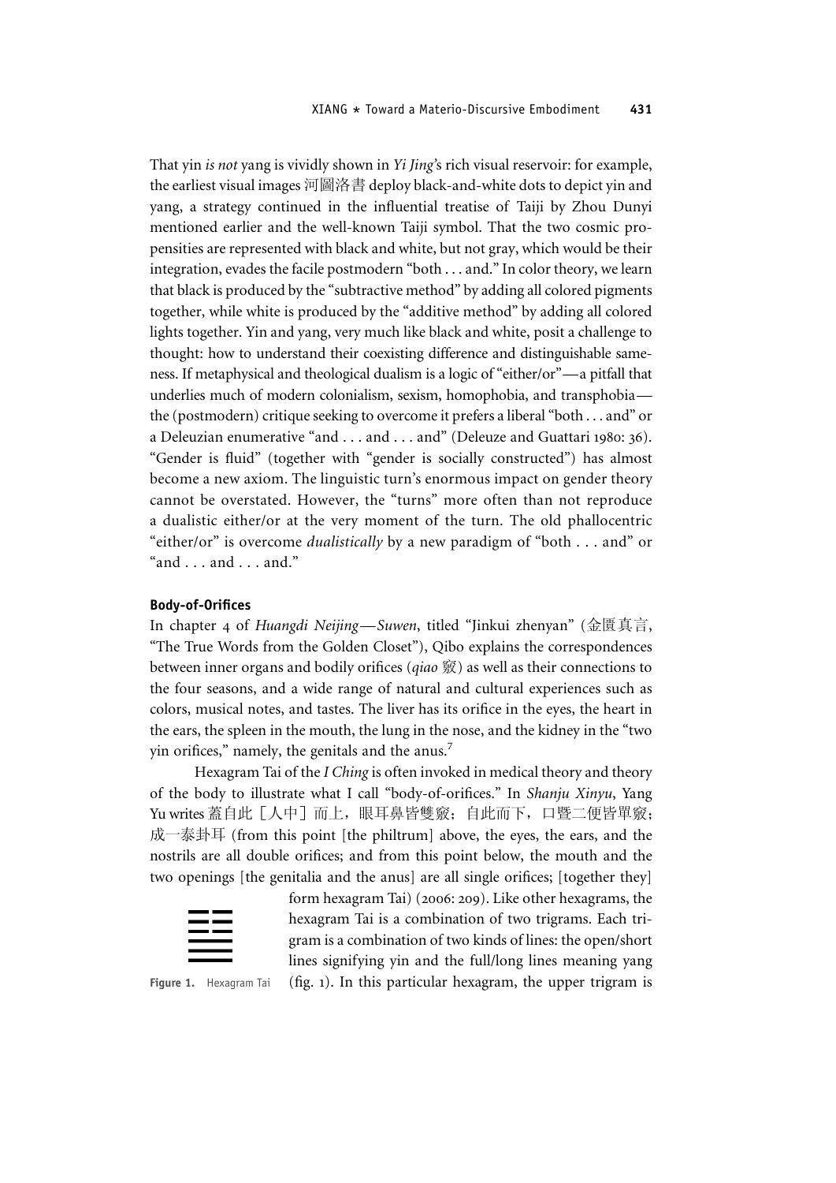That yin *is not* yang is vividly shown in *Yi Jing*'s rich visual reservoir: for example, the earliest visual images 河圖洛書 deploy black-and-white dots to depict yin and yang, a strategy continued in the influential treatise of Taiji by Zhou Dunyi mentioned earlier and the well-known Taiji symbol. That the two cosmic propensities are represented with black and white, but not gray, which would be their integration, evades the facile postmodern "both . . . and." In color theory, we learn that black is produced by the "subtractive method" by adding all colored pigments together, while white is produced by the "additive method" by adding all colored lights together. Yin and yang, very much like black and white, posit a challenge to thought: how to understand their coexisting difference and distinguishable sameness. If metaphysical and theological dualism is a logic of "either/or"—a pitfall that underlies much of modern colonialism, sexism, homophobia, and transphobia—the (postmodern) critique seeking to overcome it prefers a liberal "both . . . and" or a Deleuzian enumerative "and . . . and . . . and" (Deleuze and Guattari 1980: 36). "Gender is fluid" (together with "gender is socially constructed") has almost become a new axiom. The linguistic turn's enormous impact on gender theory cannot be overstated. However, the "turns" more often than not reproduce a dualistic either/or at the very moment of the turn. The old phallocentric "either/or" is overcome *dualistically* by a new paradigm of "both . . . and" or "and . . . and . . . and."

### Body-of-Orifices

In chapter 4 of *Huangdi Neijing—Suwen*, titled "Jinkui zhenyan" (金匱真言, "The True Words from the Golden Closet"), Qibo explains the correspondences between inner organs and bodily orifices (*qiao* 竅) as well as their connections to the four seasons, and a wide range of natural and cultural experiences such as colors, musical notes, and tastes. The liver has its orifice in the eyes, the heart in the ears, the spleen in the mouth, the lung in the nose, and the kidney in the "two yin orifices," namely, the genitals and the anus.[7]

Hexagram Tai of the *I Ching* is often invoked in medical theory and theory of the body to illustrate what I call "body-of-orifices." In *Shanju Xinyu*, Yang Yu writes 蓋自此［人中］而上，眼耳鼻皆雙竅；自此而下，口暨二便皆單竅；成一泰卦耳 (from this point [the philtrum] above, the eyes, the ears, and the nostrils are all double orifices; and from this point below, the mouth and the two openings [the genitalia and the anus] are all single orifices; [together they] form hexagram Tai) (2006: 209). Like other hexagrams, the hexagram Tai is a combination of two trigrams. Each trigram is a combination of two kinds of lines: the open/short lines signifying yin and the full/long lines meaning yang (fig. 1). In this particular hexagram, the upper trigram is

Figure 1. Hexagram Tai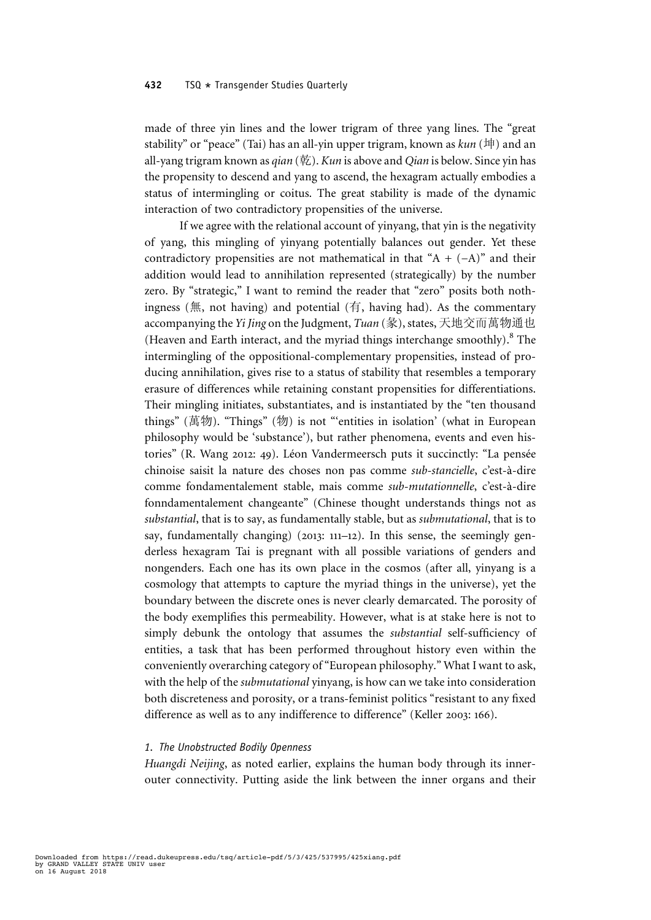made of three yin lines and the lower trigram of three yang lines. The "great stability" or "peace" (Tai) has an all-yin upper trigram, known as *kun* (坤) and an all-yang trigram known as *qian* (乾). *Kun* is above and *Qian* is below. Since yin has the propensity to descend and yang to ascend, the hexagram actually embodies a status of intermingling or coitus. The great stability is made of the dynamic interaction of two contradictory propensities of the universe.

If we agree with the relational account of yinyang, that yin is the negativity of yang, this mingling of yinyang potentially balances out gender. Yet these contradictory propensities are not mathematical in that "$A + (-A)$" and their addition would lead to annihilation represented (strategically) by the number zero. By "strategic," I want to remind the reader that "zero" posits both nothingness (無, not having) and potential (有, having had). As the commentary accompanying the *Yi Jing* on the Judgment, *Tuan* (彖), states, 天地交而萬物通也 (Heaven and Earth interact, and the myriad things interchange smoothly).[8] The intermingling of the oppositional-complementary propensities, instead of producing annihilation, gives rise to a status of stability that resembles a temporary erasure of differences while retaining constant propensities for differentiations. Their mingling initiates, substantiates, and is instantiated by the "ten thousand things" (萬物). "Things" (物) is not "'entities in isolation' (what in European philosophy would be 'substance'), but rather phenomena, events and even histories" (R. Wang 2012: 49). Léon Vandermeersch puts it succinctly: "La pensée chinoise saisit la nature des choses non pas comme *sub-stancielle*, c'est-à-dire comme fondamentalement stable, mais comme *sub-mutationnelle*, c'est-à-dire fonndamentalement changeante" (Chinese thought understands things not as *substantial*, that is to say, as fundamentally stable, but as *submutational*, that is to say, fundamentally changing) (2013: 111–12). In this sense, the seemingly genderless hexagram Tai is pregnant with all possible variations of genders and nongenders. Each one has its own place in the cosmos (after all, yinyang is a cosmology that attempts to capture the myriad things in the universe), yet the boundary between the discrete ones is never clearly demarcated. The porosity of the body exemplifies this permeability. However, what is at stake here is not to simply debunk the ontology that assumes the *substantial* self-sufficiency of entities, a task that has been performed throughout history even within the conveniently overarching category of "European philosophy." What I want to ask, with the help of the *submutational* yinyang, is how can we take into consideration both discreteness and porosity, or a trans-feminist politics "resistant to any fixed difference as well as to any indifference to difference" (Keller 2003: 166).

### 1. The Unobstructed Bodily Openness

*Huangdi Neijing*, as noted earlier, explains the human body through its inner-outer connectivity. Putting aside the link between the inner organs and their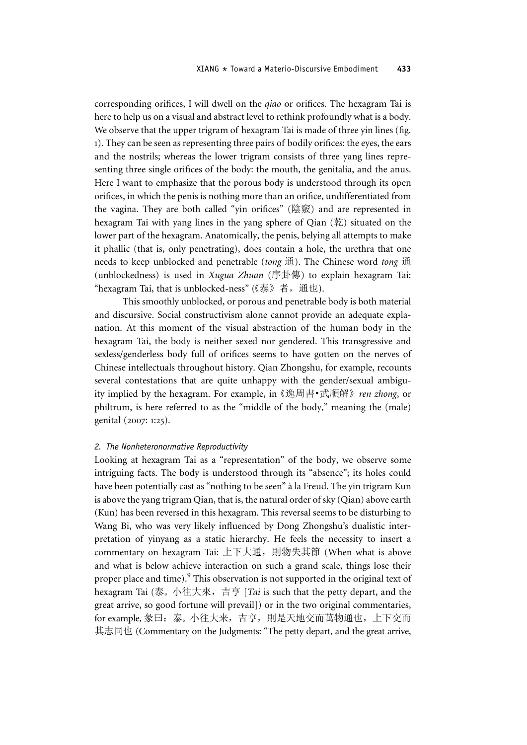corresponding orifices, I will dwell on the *qiao* or orifices. The hexagram Tai is here to help us on a visual and abstract level to rethink profoundly what is a body. We observe that the upper trigram of hexagram Tai is made of three yin lines (fig. 1). They can be seen as representing three pairs of bodily orifices: the eyes, the ears and the nostrils; whereas the lower trigram consists of three yang lines representing three single orifices of the body: the mouth, the genitalia, and the anus. Here I want to emphasize that the porous body is understood through its open orifices, in which the penis is nothing more than an orifice, undifferentiated from the vagina. They are both called "yin orifices" (陰竅) and are represented in hexagram Tai with yang lines in the yang sphere of Qian (乾) situated on the lower part of the hexagram. Anatomically, the penis, belying all attempts to make it phallic (that is, only penetrating), does contain a hole, the urethra that one needs to keep unblocked and penetrable (*tong* 通). The Chinese word *tong* 通 (unblockedness) is used in *Xugua Zhuan* (序卦傳) to explain hexagram Tai: "hexagram Tai, that is unblocked-ness" (《泰》者，通也).

This smoothly unblocked, or porous and penetrable body is both material and discursive. Social constructivism alone cannot provide an adequate explanation. At this moment of the visual abstraction of the human body in the hexagram Tai, the body is neither sexed nor gendered. This transgressive and sexless/genderless body full of orifices seems to have gotten on the nerves of Chinese intellectuals throughout history. Qian Zhongshu, for example, recounts several contestations that are quite unhappy with the gender/sexual ambiguity implied by the hexagram. For example, in《逸周書•武順解》*ren zhong*, or philtrum, is here referred to as the "middle of the body," meaning the (male) genital (2007: 1:25).

### *2. The Nonheteronormative Reproductivity*

Looking at hexagram Tai as a "representation" of the body, we observe some intriguing facts. The body is understood through its "absence"; its holes could have been potentially cast as "nothing to be seen" à la Freud. The yin trigram Kun is above the yang trigram Qian, that is, the natural order of sky (Qian) above earth (Kun) has been reversed in this hexagram. This reversal seems to be disturbing to Wang Bi, who was very likely influenced by Dong Zhongshu's dualistic interpretation of yinyang as a static hierarchy. He feels the necessity to insert a commentary on hexagram Tai: 上下大通，則物失其節 (When what is above and what is below achieve interaction on such a grand scale, things lose their proper place and time).[9] This observation is not supported in the original text of hexagram Tai (泰。小往大來，吉亨 [*Tai* is such that the petty depart, and the great arrive, so good fortune will prevail]) or in the two original commentaries, for example, 彖曰：泰。小往大来，吉亨，則是天地交而萬物通也，上下交而其志同也 (Commentary on the Judgments: "The petty depart, and the great arrive,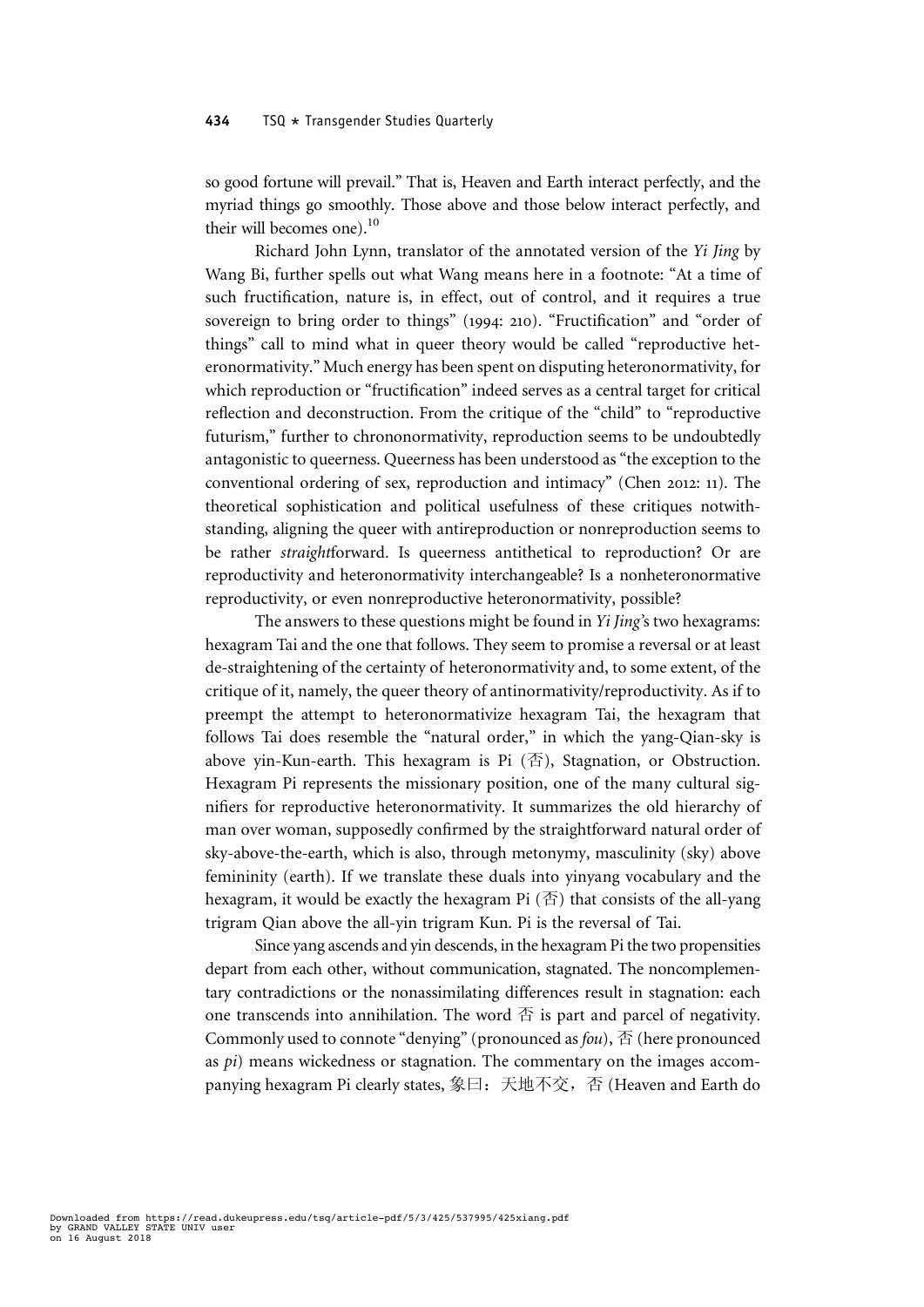so good fortune will prevail." That is, Heaven and Earth interact perfectly, and the myriad things go smoothly. Those above and those below interact perfectly, and their will becomes one).[10]

Richard John Lynn, translator of the annotated version of the *Yi Jing* by Wang Bi, further spells out what Wang means here in a footnote: "At a time of such fructification, nature is, in effect, out of control, and it requires a true sovereign to bring order to things" (1994: 210). "Fructification" and "order of things" call to mind what in queer theory would be called "reproductive heteronormativity." Much energy has been spent on disputing heteronormativity, for which reproduction or "fructification" indeed serves as a central target for critical reflection and deconstruction. From the critique of the "child" to "reproductive futurism," further to chrononormativity, reproduction seems to be undoubtedly antagonistic to queerness. Queerness has been understood as "the exception to the conventional ordering of sex, reproduction and intimacy" (Chen 2012: 11). The theoretical sophistication and political usefulness of these critiques notwithstanding, aligning the queer with antireproduction or nonreproduction seems to be rather *straight*forward. Is queerness antithetical to reproduction? Or are reproductivity and heteronormativity interchangeable? Is a nonheteronormative reproductivity, or even nonreproductive heteronormativity, possible?

The answers to these questions might be found in *Yi Jing*'s two hexagrams: hexagram Tai and the one that follows. They seem to promise a reversal or at least de-straightening of the certainty of heteronormativity and, to some extent, of the critique of it, namely, the queer theory of antinormativity/reproductivity. As if to preempt the attempt to heteronormativize hexagram Tai, the hexagram that follows Tai does resemble the "natural order," in which the yang-Qian-sky is above yin-Kun-earth. This hexagram is Pi (否), Stagnation, or Obstruction. Hexagram Pi represents the missionary position, one of the many cultural signifiers for reproductive heteronormativity. It summarizes the old hierarchy of man over woman, supposedly confirmed by the straightforward natural order of sky-above-the-earth, which is also, through metonymy, masculinity (sky) above femininity (earth). If we translate these duals into yinyang vocabulary and the hexagram, it would be exactly the hexagram Pi (否) that consists of the all-yang trigram Qian above the all-yin trigram Kun. Pi is the reversal of Tai.

Since yang ascends and yin descends, in the hexagram Pi the two propensities depart from each other, without communication, stagnated. The noncomplementary contradictions or the nonassimilating differences result in stagnation: each one transcends into annihilation. The word 否 is part and parcel of negativity. Commonly used to connote "denying" (pronounced as *fou*), 否 (here pronounced as *pi*) means wickedness or stagnation. The commentary on the images accompanying hexagram Pi clearly states, 象曰：天地不交，否 (Heaven and Earth do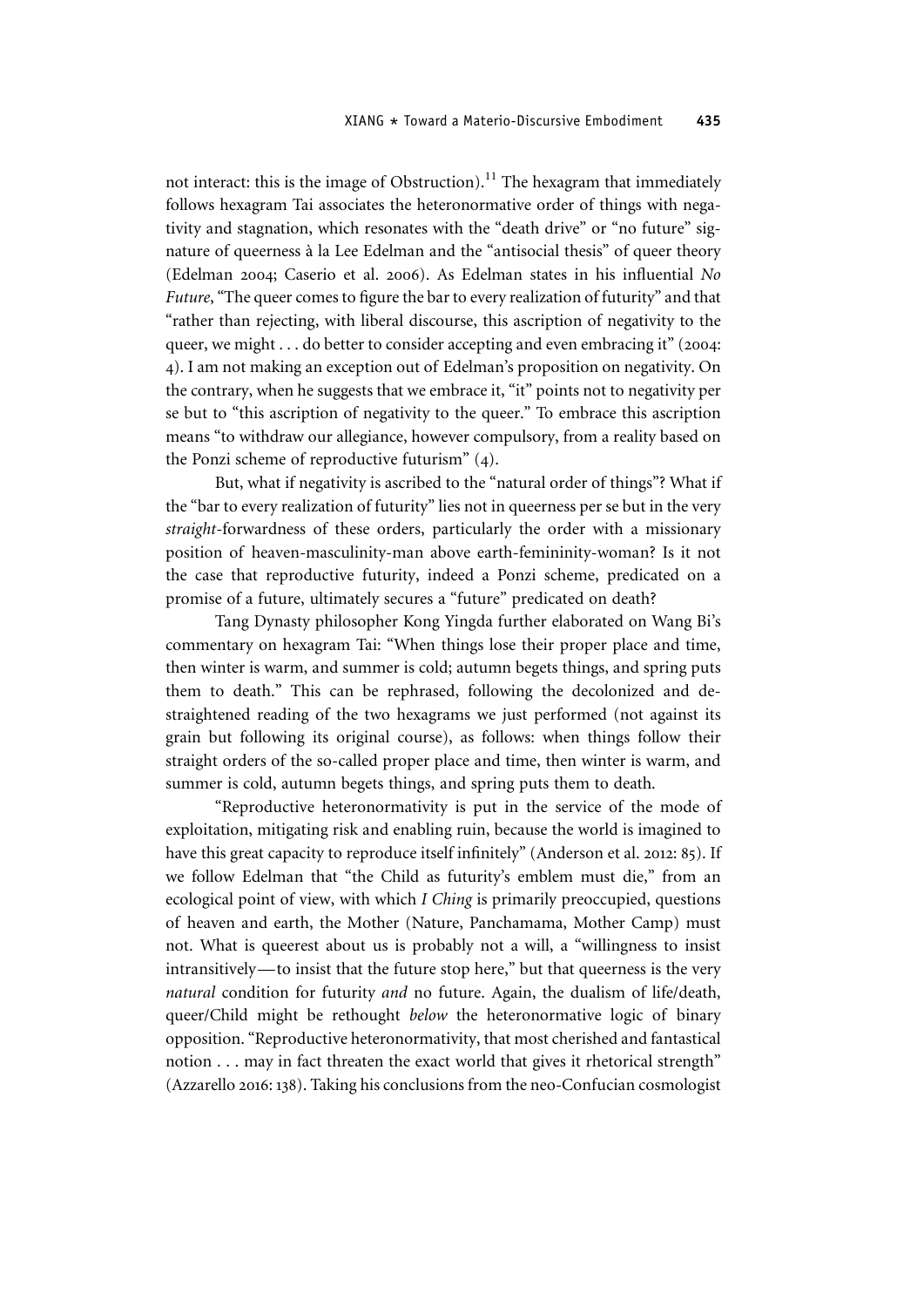not interact: this is the image of Obstruction).[11] The hexagram that immediately follows hexagram Tai associates the heteronormative order of things with negativity and stagnation, which resonates with the "death drive" or "no future" signature of queerness à la Lee Edelman and the "antisocial thesis" of queer theory (Edelman 2004; Caserio et al. 2006). As Edelman states in his influential *No Future*, "The queer comes to figure the bar to every realization of futurity" and that "rather than rejecting, with liberal discourse, this ascription of negativity to the queer, we might . . . do better to consider accepting and even embracing it" (2004: 4). I am not making an exception out of Edelman's proposition on negativity. On the contrary, when he suggests that we embrace it, "it" points not to negativity per se but to "this ascription of negativity to the queer." To embrace this ascription means "to withdraw our allegiance, however compulsory, from a reality based on the Ponzi scheme of reproductive futurism" (4).

But, what if negativity is ascribed to the "natural order of things"? What if the "bar to every realization of futurity" lies not in queerness per se but in the very *straight*-forwardness of these orders, particularly the order with a missionary position of heaven-masculinity-man above earth-femininity-woman? Is it not the case that reproductive futurity, indeed a Ponzi scheme, predicated on a promise of a future, ultimately secures a "future" predicated on death?

Tang Dynasty philosopher Kong Yingda further elaborated on Wang Bi's commentary on hexagram Tai: "When things lose their proper place and time, then winter is warm, and summer is cold; autumn begets things, and spring puts them to death." This can be rephrased, following the decolonized and de-straightened reading of the two hexagrams we just performed (not against its grain but following its original course), as follows: when things follow their straight orders of the so-called proper place and time, then winter is warm, and summer is cold, autumn begets things, and spring puts them to death.

"Reproductive heteronormativity is put in the service of the mode of exploitation, mitigating risk and enabling ruin, because the world is imagined to have this great capacity to reproduce itself infinitely" (Anderson et al. 2012: 85). If we follow Edelman that "the Child as futurity's emblem must die," from an ecological point of view, with which *I Ching* is primarily preoccupied, questions of heaven and earth, the Mother (Nature, Panchamama, Mother Camp) must not. What is queerest about us is probably not a will, a "willingness to insist intransitively—to insist that the future stop here," but that queerness is the very *natural* condition for futurity *and* no future. Again, the dualism of life/death, queer/Child might be rethought *below* the heteronormative logic of binary opposition. "Reproductive heteronormativity, that most cherished and fantastical notion . . . may in fact threaten the exact world that gives it rhetorical strength" (Azzarello 2016: 138). Taking his conclusions from the neo-Confucian cosmologist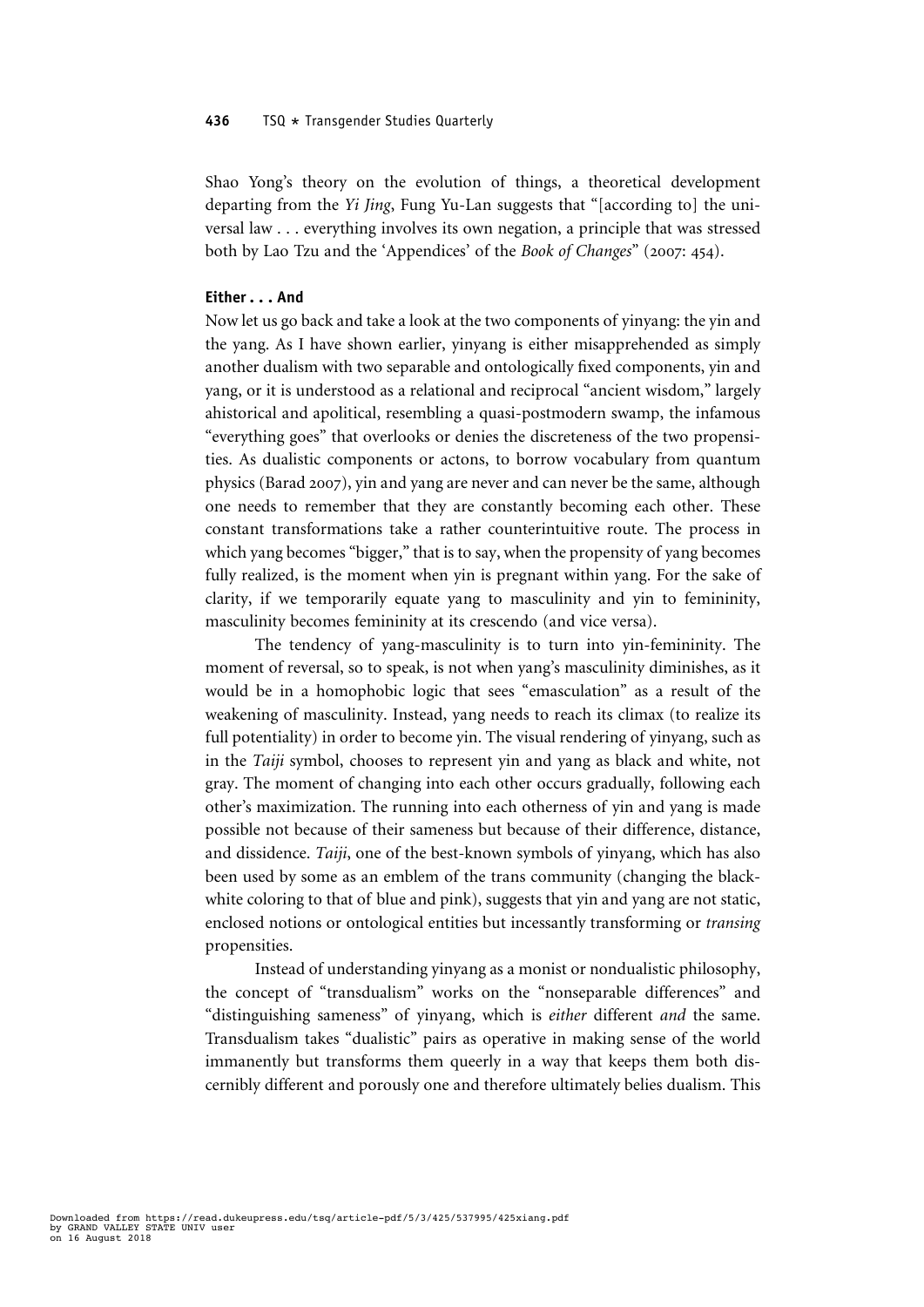Shao Yong's theory on the evolution of things, a theoretical development departing from the *Yi Jing*, Fung Yu-Lan suggests that "[according to] the universal law . . . everything involves its own negation, a principle that was stressed both by Lao Tzu and the 'Appendices' of the *Book of Changes*" (2007: 454).

### Either . . . And

Now let us go back and take a look at the two components of yinyang: the yin and the yang. As I have shown earlier, yinyang is either misapprehended as simply another dualism with two separable and ontologically fixed components, yin and yang, or it is understood as a relational and reciprocal "ancient wisdom," largely ahistorical and apolitical, resembling a quasi-postmodern swamp, the infamous "everything goes" that overlooks or denies the discreteness of the two propensities. As dualistic components or actons, to borrow vocabulary from quantum physics (Barad 2007), yin and yang are never and can never be the same, although one needs to remember that they are constantly becoming each other. These constant transformations take a rather counterintuitive route. The process in which yang becomes "bigger," that is to say, when the propensity of yang becomes fully realized, is the moment when yin is pregnant within yang. For the sake of clarity, if we temporarily equate yang to masculinity and yin to femininity, masculinity becomes femininity at its crescendo (and vice versa).

The tendency of yang-masculinity is to turn into yin-femininity. The moment of reversal, so to speak, is not when yang's masculinity diminishes, as it would be in a homophobic logic that sees "emasculation" as a result of the weakening of masculinity. Instead, yang needs to reach its climax (to realize its full potentiality) in order to become yin. The visual rendering of yinyang, such as in the *Taiji* symbol, chooses to represent yin and yang as black and white, not gray. The moment of changing into each other occurs gradually, following each other's maximization. The running into each otherness of yin and yang is made possible not because of their sameness but because of their difference, distance, and dissidence. *Taiji*, one of the best-known symbols of yinyang, which has also been used by some as an emblem of the trans community (changing the black-white coloring to that of blue and pink), suggests that yin and yang are not static, enclosed notions or ontological entities but incessantly transforming or *transing* propensities.

Instead of understanding yinyang as a monist or nondualistic philosophy, the concept of "transdualism" works on the "nonseparable differences" and "distinguishing sameness" of yinyang, which is *either* different *and* the same. Transdualism takes "dualistic" pairs as operative in making sense of the world immanently but transforms them queerly in a way that keeps them both discernibly different and porously one and therefore ultimately belies dualism. This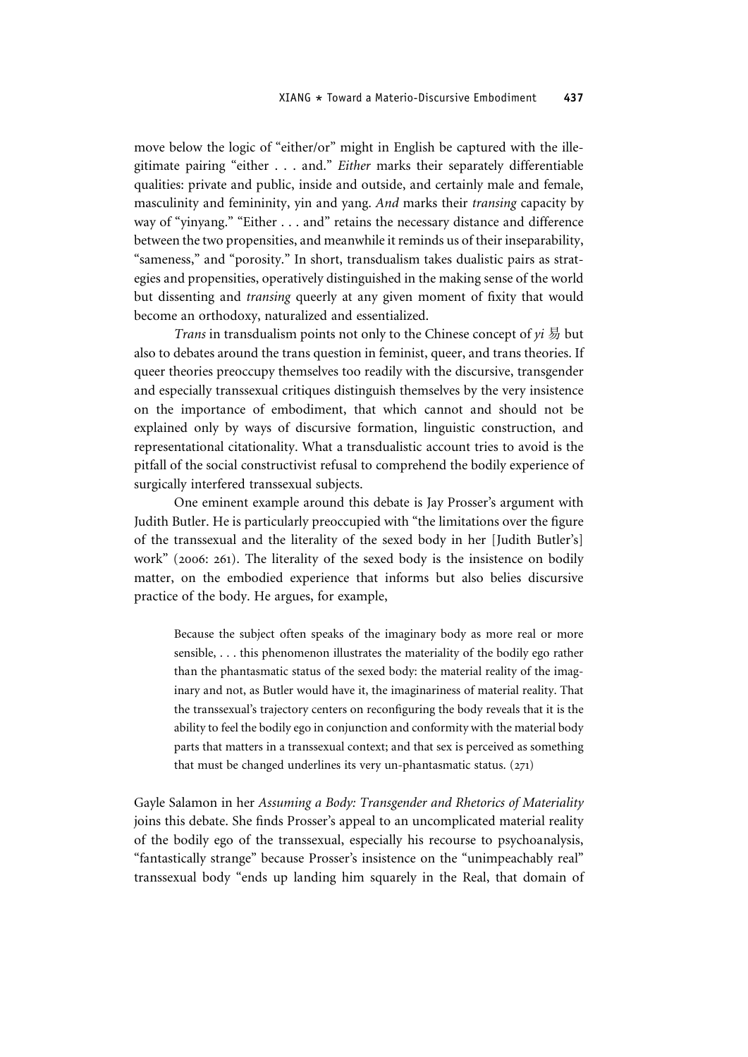move below the logic of "either/or" might in English be captured with the illegitimate pairing "either . . . and." *Either* marks their separately differentiable qualities: private and public, inside and outside, and certainly male and female, masculinity and femininity, yin and yang. *And* marks their *transing* capacity by way of "yinyang." "Either . . . and" retains the necessary distance and difference between the two propensities, and meanwhile it reminds us of their inseparability, "sameness," and "porosity." In short, transdualism takes dualistic pairs as strategies and propensities, operatively distinguished in the making sense of the world but dissenting and *transing* queerly at any given moment of fixity that would become an orthodoxy, naturalized and essentialized.

*Trans* in transdualism points not only to the Chinese concept of *yi* 易 but also to debates around the trans question in feminist, queer, and trans theories. If queer theories preoccupy themselves too readily with the discursive, transgender and especially transsexual critiques distinguish themselves by the very insistence on the importance of embodiment, that which cannot and should not be explained only by ways of discursive formation, linguistic construction, and representational citationality. What a transdualistic account tries to avoid is the pitfall of the social constructivist refusal to comprehend the bodily experience of surgically interfered transsexual subjects.

One eminent example around this debate is Jay Prosser's argument with Judith Butler. He is particularly preoccupied with "the limitations over the figure of the transsexual and the literality of the sexed body in her [Judith Butler's] work" (2006: 261). The literality of the sexed body is the insistence on bodily matter, on the embodied experience that informs but also belies discursive practice of the body. He argues, for example,

> Because the subject often speaks of the imaginary body as more real or more sensible, . . . this phenomenon illustrates the materiality of the bodily ego rather than the phantasmatic status of the sexed body: the material reality of the imaginary and not, as Butler would have it, the imaginariness of material reality. That the transsexual's trajectory centers on reconfiguring the body reveals that it is the ability to feel the bodily ego in conjunction and conformity with the material body parts that matters in a transsexual context; and that sex is perceived as something that must be changed underlines its very un-phantasmatic status. (271)

Gayle Salamon in her *Assuming a Body: Transgender and Rhetorics of Materiality* joins this debate. She finds Prosser's appeal to an uncomplicated material reality of the bodily ego of the transsexual, especially his recourse to psychoanalysis, "fantastically strange" because Prosser's insistence on the "unimpeachably real" transsexual body "ends up landing him squarely in the Real, that domain of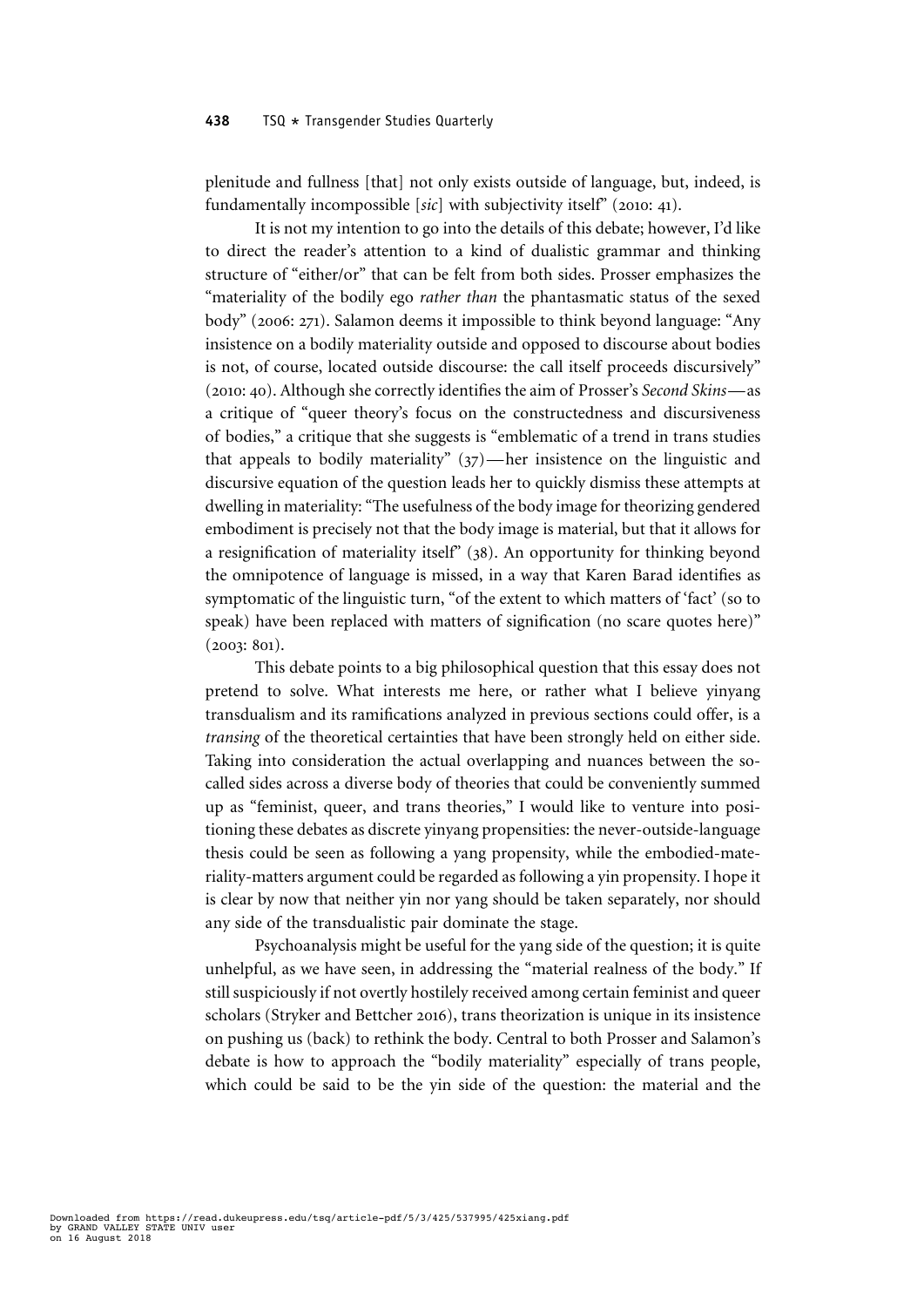plenitude and fullness [that] not only exists outside of language, but, indeed, is fundamentally incompossible [*sic*] with subjectivity itself" (2010: 41).

It is not my intention to go into the details of this debate; however, I'd like to direct the reader's attention to a kind of dualistic grammar and thinking structure of "either/or" that can be felt from both sides. Prosser emphasizes the "materiality of the bodily ego *rather than* the phantasmatic status of the sexed body" (2006: 271). Salamon deems it impossible to think beyond language: "Any insistence on a bodily materiality outside and opposed to discourse about bodies is not, of course, located outside discourse: the call itself proceeds discursively" (2010: 40). Although she correctly identifies the aim of Prosser's *Second Skins*—as a critique of "queer theory's focus on the constructedness and discursiveness of bodies," a critique that she suggests is "emblematic of a trend in trans studies that appeals to bodily materiality" (37)—her insistence on the linguistic and discursive equation of the question leads her to quickly dismiss these attempts at dwelling in materiality: "The usefulness of the body image for theorizing gendered embodiment is precisely not that the body image is material, but that it allows for a resignification of materiality itself" (38). An opportunity for thinking beyond the omnipotence of language is missed, in a way that Karen Barad identifies as symptomatic of the linguistic turn, "of the extent to which matters of 'fact' (so to speak) have been replaced with matters of signification (no scare quotes here)" (2003: 801).

This debate points to a big philosophical question that this essay does not pretend to solve. What interests me here, or rather what I believe yinyang transdualism and its ramifications analyzed in previous sections could offer, is a *transing* of the theoretical certainties that have been strongly held on either side. Taking into consideration the actual overlapping and nuances between the so-called sides across a diverse body of theories that could be conveniently summed up as "feminist, queer, and trans theories," I would like to venture into positioning these debates as discrete yinyang propensities: the never-outside-language thesis could be seen as following a yang propensity, while the embodied-materiality-matters argument could be regarded as following a yin propensity. I hope it is clear by now that neither yin nor yang should be taken separately, nor should any side of the transdualistic pair dominate the stage.

Psychoanalysis might be useful for the yang side of the question; it is quite unhelpful, as we have seen, in addressing the "material realness of the body." If still suspiciously if not overtly hostilely received among certain feminist and queer scholars (Stryker and Bettcher 2016), trans theorization is unique in its insistence on pushing us (back) to rethink the body. Central to both Prosser and Salamon's debate is how to approach the "bodily materiality" especially of trans people, which could be said to be the yin side of the question: the material and the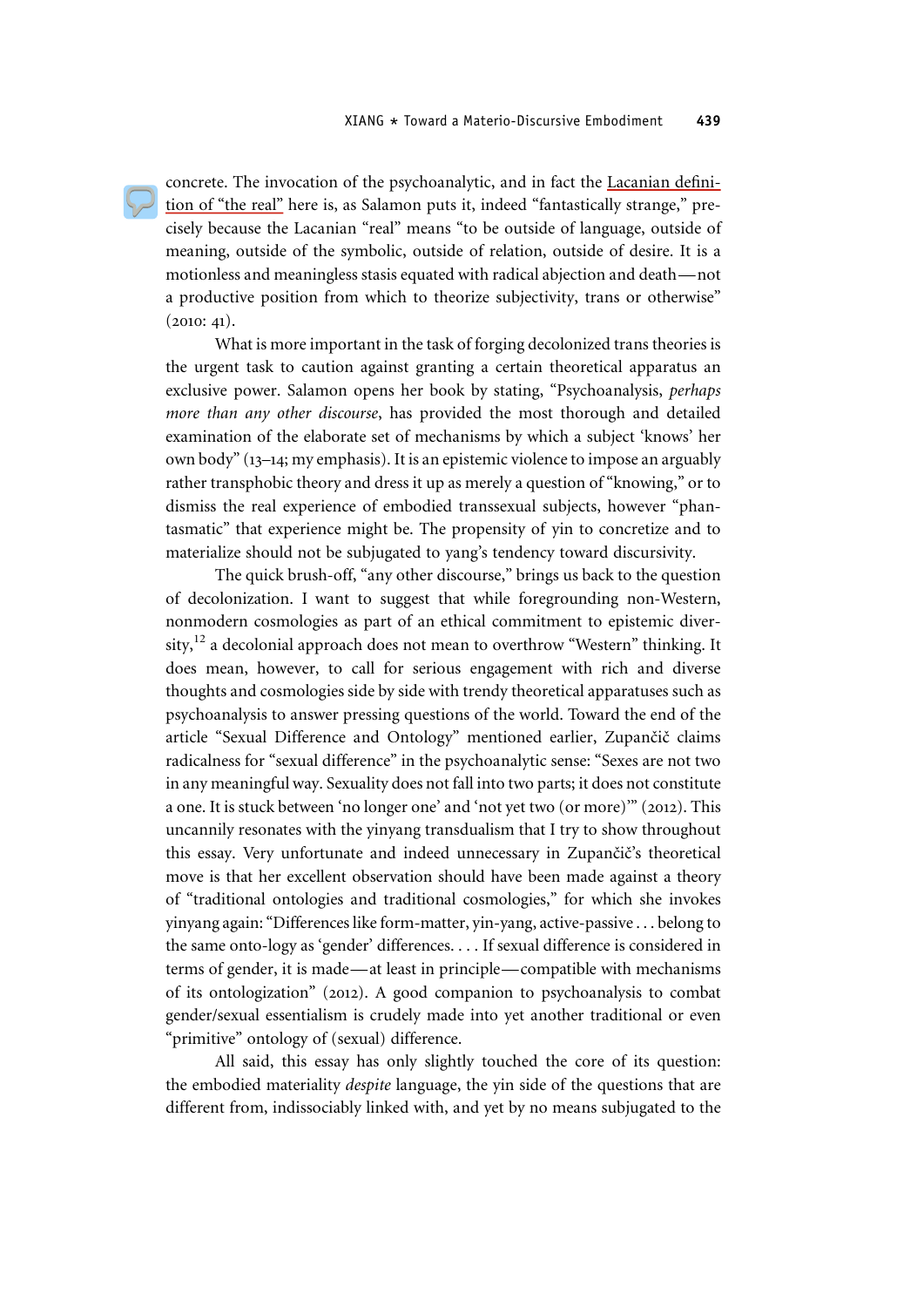concrete. The invocation of the psychoanalytic, and in fact the Lacanian definition of "the real" here is, as Salamon puts it, indeed "fantastically strange," precisely because the Lacanian "real" means "to be outside of language, outside of meaning, outside of the symbolic, outside of relation, outside of desire. It is a motionless and meaningless stasis equated with radical abjection and death—not a productive position from which to theorize subjectivity, trans or otherwise" (2010: 41).

What is more important in the task of forging decolonized trans theories is the urgent task to caution against granting a certain theoretical apparatus an exclusive power. Salamon opens her book by stating, "Psychoanalysis, *perhaps more than any other discourse*, has provided the most thorough and detailed examination of the elaborate set of mechanisms by which a subject 'knows' her own body" (13–14; my emphasis). It is an epistemic violence to impose an arguably rather transphobic theory and dress it up as merely a question of "knowing," or to dismiss the real experience of embodied transsexual subjects, however "phantasmatic" that experience might be. The propensity of yin to concretize and to materialize should not be subjugated to yang's tendency toward discursivity.

The quick brush-off, "any other discourse," brings us back to the question of decolonization. I want to suggest that while foregrounding non-Western, nonmodern cosmologies as part of an ethical commitment to epistemic diversity,[12] a decolonial approach does not mean to overthrow "Western" thinking. It does mean, however, to call for serious engagement with rich and diverse thoughts and cosmologies side by side with trendy theoretical apparatuses such as psychoanalysis to answer pressing questions of the world. Toward the end of the article "Sexual Difference and Ontology" mentioned earlier, Zupančič claims radicalness for "sexual difference" in the psychoanalytic sense: "Sexes are not two in any meaningful way. Sexuality does not fall into two parts; it does not constitute a one. It is stuck between 'no longer one' and 'not yet two (or more)'" (2012). This uncannily resonates with the yinyang transdualism that I try to show throughout this essay. Very unfortunate and indeed unnecessary in Zupančič's theoretical move is that her excellent observation should have been made against a theory of "traditional ontologies and traditional cosmologies," for which she invokes yinyang again: "Differences like form-matter, yin-yang, active-passive . . . belong to the same onto-logy as 'gender' differences. . . . If sexual difference is considered in terms of gender, it is made—at least in principle—compatible with mechanisms of its ontologization" (2012). A good companion to psychoanalysis to combat gender/sexual essentialism is crudely made into yet another traditional or even "primitive" ontology of (sexual) difference.

All said, this essay has only slightly touched the core of its question: the embodied materiality *despite* language, the yin side of the questions that are different from, indissociably linked with, and yet by no means subjugated to the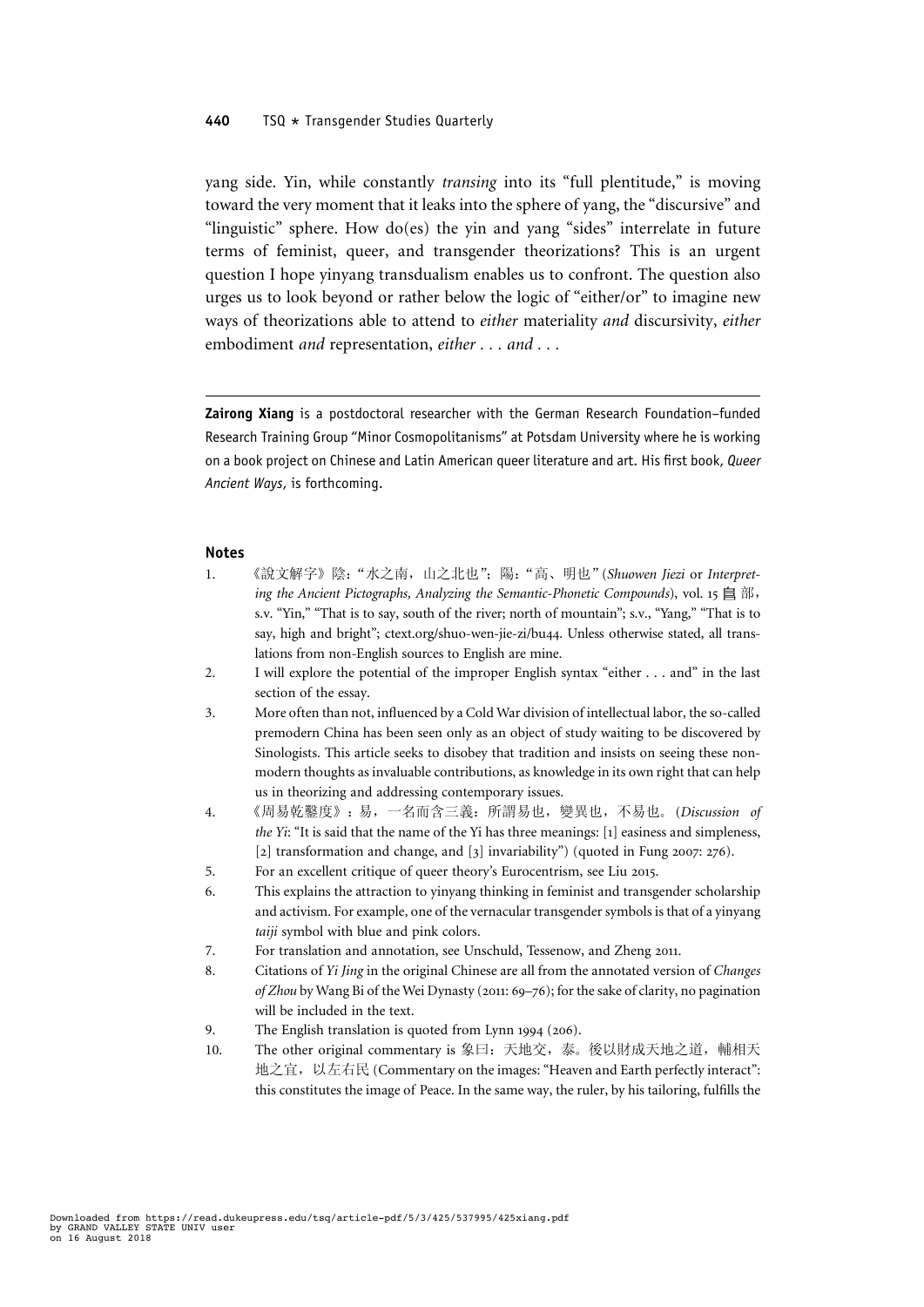yang side. Yin, while constantly *transing* into its "full plentitude," is moving toward the very moment that it leaks into the sphere of yang, the "discursive" and "linguistic" sphere. How do(es) the yin and yang "sides" interrelate in future terms of feminist, queer, and transgender theorizations? This is an urgent question I hope yinyang transdualism enables us to confront. The question also urges us to look beyond or rather below the logic of "either/or" to imagine new ways of theorizations able to attend to *either* materiality *and* discursivity, *either* embodiment *and* representation, *either . . . and . . .*

---

**Zairong Xiang** is a postdoctoral researcher with the German Research Foundation–funded Research Training Group "Minor Cosmopolitanisms" at Potsdam University where he is working on a book project on Chinese and Latin American queer literature and art. His first book, *Queer Ancient Ways*, is forthcoming.

## Notes

1. 《說文解字》陰："水之南，山之北也"；陽："高、明也" (*Shuowen Jiezi* or *Interpreting the Ancient Pictographs, Analyzing the Semantic-Phonetic Compounds*), vol. 15 𨸏 部，s.v. "Yin," "That is to say, south of the river; north of mountain"; s.v., "Yang," "That is to say, high and bright"; ctext.org/shuo-wen-jie-zi/bu44. Unless otherwise stated, all translations from non-English sources to English are mine.
2. I will explore the potential of the improper English syntax "either . . . and" in the last section of the essay.
3. More often than not, influenced by a Cold War division of intellectual labor, the so-called premodern China has been seen only as an object of study waiting to be discovered by Sinologists. This article seeks to disobey that tradition and insists on seeing these non-modern thoughts as invaluable contributions, as knowledge in its own right that can help us in theorizing and addressing contemporary issues.
4. 《周易乾鑿度》：易，一名而含三義：所謂易也，變異也，不易也。(*Discussion of the Yi*: "It is said that the name of the Yi has three meanings: [1] easiness and simpleness, [2] transformation and change, and [3] invariability") (quoted in Fung 2007: 276).
5. For an excellent critique of queer theory's Eurocentrism, see Liu 2015.
6. This explains the attraction to yinyang thinking in feminist and transgender scholarship and activism. For example, one of the vernacular transgender symbols is that of a yinyang *taiji* symbol with blue and pink colors.
7. For translation and annotation, see Unschuld, Tessenow, and Zheng 2011.
8. Citations of *Yi Jing* in the original Chinese are all from the annotated version of *Changes of Zhou* by Wang Bi of the Wei Dynasty (2011: 69–76); for the sake of clarity, no pagination will be included in the text.
9. The English translation is quoted from Lynn 1994 (206).
10. The other original commentary is 象曰：天地交，泰。後以財成天地之道，輔相天地之宜，以左右民 (Commentary on the images: "Heaven and Earth perfectly interact": this constitutes the image of Peace. In the same way, the ruler, by his tailoring, fulfills the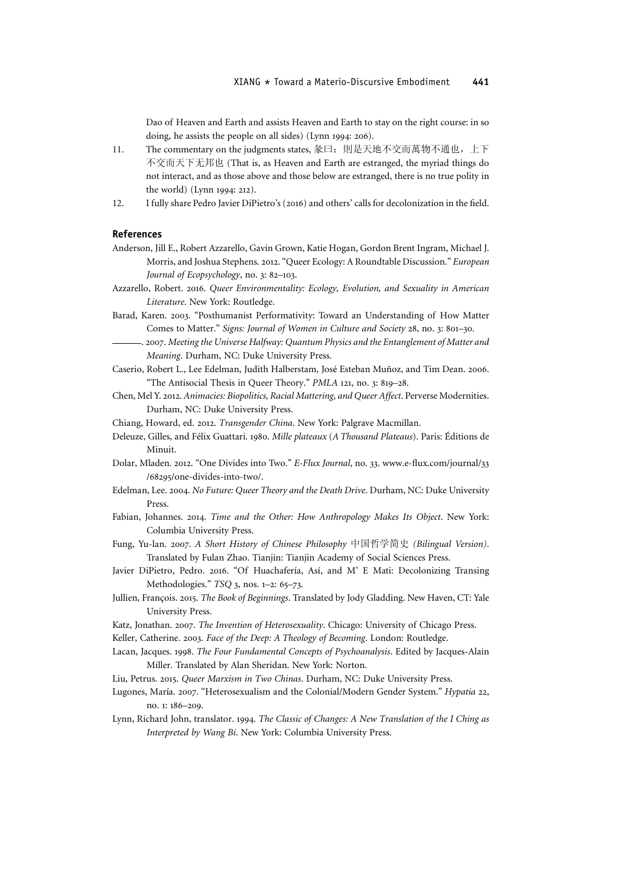Dao of Heaven and Earth and assists Heaven and Earth to stay on the right course: in so doing, he assists the people on all sides) (Lynn 1994: 206).

11. The commentary on the judgments states, 彖曰：則是天地不交而萬物不通也，上下不交而天下无邦也 (That is, as Heaven and Earth are estranged, the myriad things do not interact, and as those above and those below are estranged, there is no true polity in the world) (Lynn 1994: 212).
12. I fully share Pedro Javier DiPietro's (2016) and others' calls for decolonization in the field.

## References

Anderson, Jill E., Robert Azzarello, Gavin Grown, Katie Hogan, Gordon Brent Ingram, Michael J. Morris, and Joshua Stephens. 2012. "Queer Ecology: A Roundtable Discussion." *European Journal of Ecopsychology*, no. 3: 82–103.

Azzarello, Robert. 2016. *Queer Environmentality: Ecology, Evolution, and Sexuality in American Literature*. New York: Routledge.

Barad, Karen. 2003. "Posthumanist Performativity: Toward an Understanding of How Matter Comes to Matter." *Signs: Journal of Women in Culture and Society* 28, no. 3: 801–30.

———. 2007. *Meeting the Universe Halfway: Quantum Physics and the Entanglement of Matter and Meaning*. Durham, NC: Duke University Press.

Caserio, Robert L., Lee Edelman, Judith Halberstam, José Esteban Muñoz, and Tim Dean. 2006. "The Antisocial Thesis in Queer Theory." *PMLA* 121, no. 3: 819–28.

Chen, Mel Y. 2012. *Animacies: Biopolitics, Racial Mattering, and Queer Affect*. Perverse Modernities. Durham, NC: Duke University Press.

Chiang, Howard, ed. 2012. *Transgender China*. New York: Palgrave Macmillan.

Deleuze, Gilles, and Félix Guattari. 1980. *Mille plateaux* (*A Thousand Plateaus*). Paris: Éditions de Minuit.

Dolar, Mladen. 2012. "One Divides into Two." *E-Flux Journal*, no. 33. www.e-flux.com/journal/33/68295/one-divides-into-two/.

Edelman, Lee. 2004. *No Future: Queer Theory and the Death Drive*. Durham, NC: Duke University Press.

Fabian, Johannes. 2014. *Time and the Other: How Anthropology Makes Its Object*. New York: Columbia University Press.

Fung, Yu-lan. 2007. *A Short History of Chinese Philosophy* 中国哲学简史 *(Bilingual Version)*. Translated by Fulan Zhao. Tianjin: Tianjin Academy of Social Sciences Press.

Javier DiPietro, Pedro. 2016. "Of Huachafería, Así, and M' E Mati: Decolonizing Transing Methodologies." *TSQ* 3, nos. 1–2: 65–73.

Jullien, François. 2015. *The Book of Beginnings*. Translated by Jody Gladding. New Haven, CT: Yale University Press.

Katz, Jonathan. 2007. *The Invention of Heterosexuality*. Chicago: University of Chicago Press.

Keller, Catherine. 2003. *Face of the Deep: A Theology of Becoming*. London: Routledge.

Lacan, Jacques. 1998. *The Four Fundamental Concepts of Psychoanalysis*. Edited by Jacques-Alain Miller. Translated by Alan Sheridan. New York: Norton.

Liu, Petrus. 2015. *Queer Marxism in Two Chinas*. Durham, NC: Duke University Press.

Lugones, María. 2007. "Heterosexualism and the Colonial/Modern Gender System." *Hypatia* 22, no. 1: 186–209.

Lynn, Richard John, translator. 1994. *The Classic of Changes: A New Translation of the I Ching as Interpreted by Wang Bi*. New York: Columbia University Press.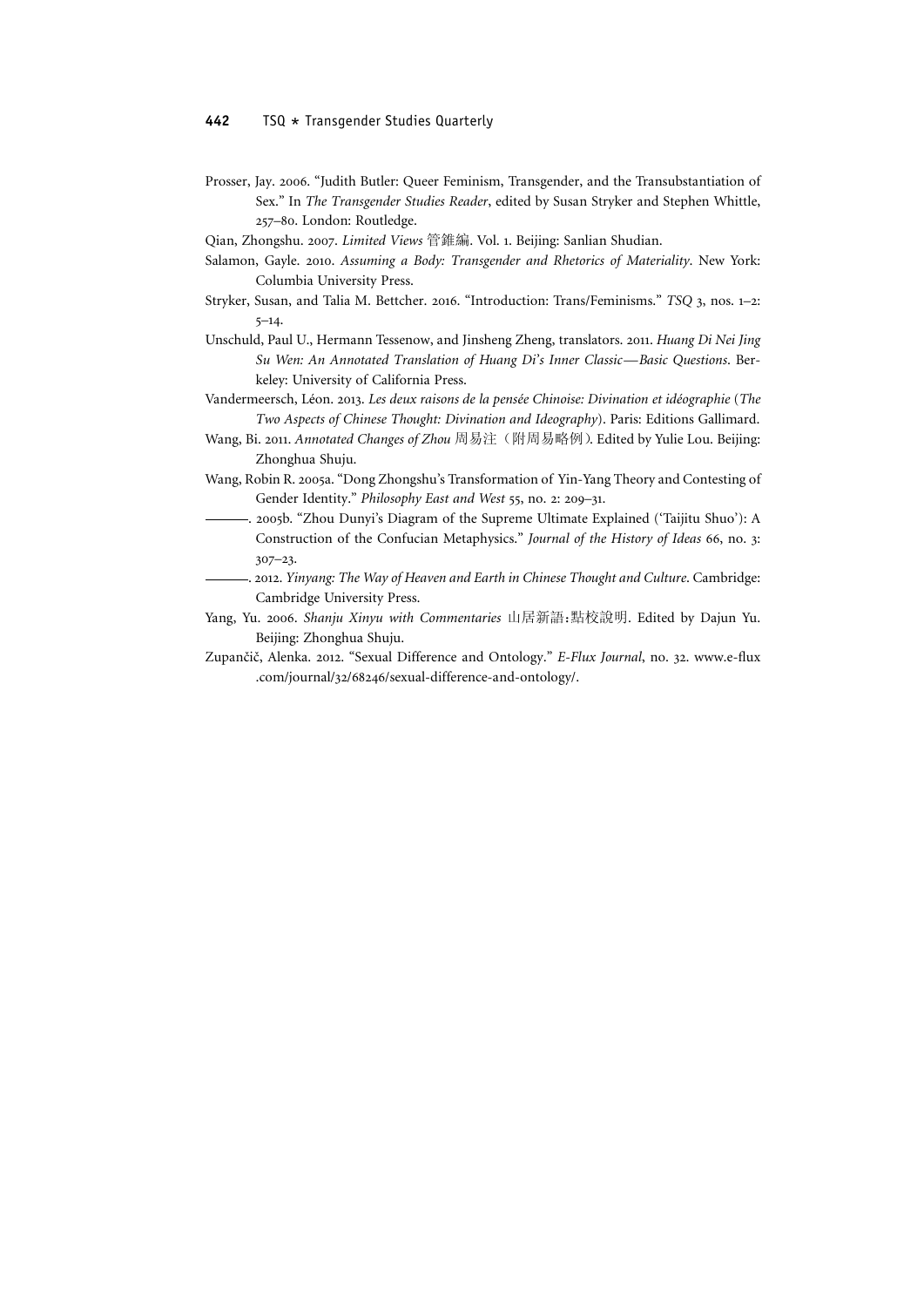Prosser, Jay. 2006. "Judith Butler: Queer Feminism, Transgender, and the Transubstantiation of Sex." In *The Transgender Studies Reader*, edited by Susan Stryker and Stephen Whittle, 257–80. London: Routledge.

Qian, Zhongshu. 2007. *Limited Views* 管錐編. Vol. 1. Beijing: Sanlian Shudian.

Salamon, Gayle. 2010. *Assuming a Body: Transgender and Rhetorics of Materiality*. New York: Columbia University Press.

Stryker, Susan, and Talia M. Bettcher. 2016. "Introduction: Trans/Feminisms." *TSQ* 3, nos. 1–2: 5–14.

Unschuld, Paul U., Hermann Tessenow, and Jinsheng Zheng, translators. 2011. *Huang Di Nei Jing Su Wen: An Annotated Translation of Huang Di's Inner Classic—Basic Questions*. Berkeley: University of California Press.

Vandermeersch, Léon. 2013. *Les deux raisons de la pensée Chinoise: Divination et idéographie* (*The Two Aspects of Chinese Thought: Divination and Ideography*). Paris: Editions Gallimard.

Wang, Bi. 2011. *Annotated Changes of Zhou* 周易注（附周易略例）. Edited by Yulie Lou. Beijing: Zhonghua Shuju.

Wang, Robin R. 2005a. "Dong Zhongshu's Transformation of Yin-Yang Theory and Contesting of Gender Identity." *Philosophy East and West* 55, no. 2: 209–31.

———. 2005b. "Zhou Dunyi's Diagram of the Supreme Ultimate Explained ('Taijitu Shuo'): A Construction of the Confucian Metaphysics." *Journal of the History of Ideas* 66, no. 3: 307–23.

———. 2012. *Yinyang: The Way of Heaven and Earth in Chinese Thought and Culture*. Cambridge: Cambridge University Press.

Yang, Yu. 2006. *Shanju Xinyu with Commentaries* 山居新語:點校說明. Edited by Dajun Yu. Beijing: Zhonghua Shuju.

Zupančič, Alenka. 2012. "Sexual Difference and Ontology." *E-Flux Journal*, no. 32. www.e-flux.com/journal/32/68246/sexual-difference-and-ontology/.